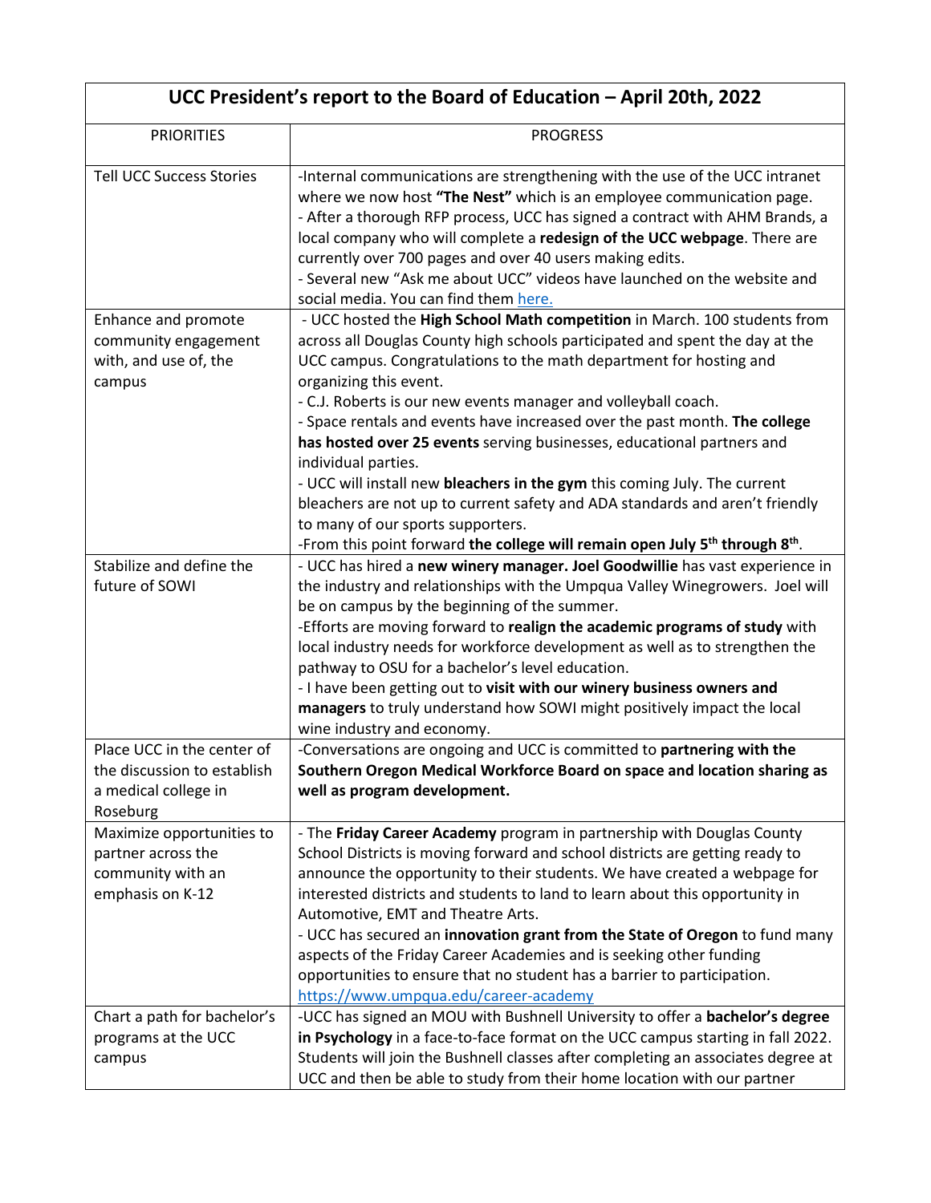| UCC President's report to the Board of Education – April 20th, 2022 | |
|---|---|
| PRIORITIES | PROGRESS |
| Tell UCC Success Stories | -Internal communications are strengthening with the use of the UCC intranet where we now host **"The Nest"** which is an employee communication page.<br>- After a thorough RFP process, UCC has signed a contract with AHM Brands, a local company who will complete a **redesign of the UCC webpage**. There are currently over 700 pages and over 40 users making edits.<br>- Several new "Ask me about UCC" videos have launched on the website and social media. You can find them here. |
| Enhance and promote community engagement with, and use of, the campus | - UCC hosted the **High School Math competition** in March. 100 students from across all Douglas County high schools participated and spent the day at the UCC campus. Congratulations to the math department for hosting and organizing this event.<br>- C.J. Roberts is our new events manager and volleyball coach.<br>- Space rentals and events have increased over the past month. **The college has hosted over 25 events** serving businesses, educational partners and individual parties.<br>- UCC will install new **bleachers in the gym** this coming July. The current bleachers are not up to current safety and ADA standards and aren't friendly to many of our sports supporters.<br>-From this point forward **the college will remain open July 5th through 8th**. |
| Stabilize and define the future of SOWI | - UCC has hired a **new winery manager. Joel Goodwillie** has vast experience in the industry and relationships with the Umpqua Valley Winegrowers. Joel will be on campus by the beginning of the summer.<br>-Efforts are moving forward to **realign the academic programs of study** with local industry needs for workforce development as well as to strengthen the pathway to OSU for a bachelor's level education.<br>- I have been getting out to **visit with our winery business owners and managers** to truly understand how SOWI might positively impact the local wine industry and economy. |
| Place UCC in the center of the discussion to establish a medical college in Roseburg | -Conversations are ongoing and UCC is committed to **partnering with the Southern Oregon Medical Workforce Board on space and location sharing as well as program development.** |
| Maximize opportunities to partner across the community with an emphasis on K-12 | - The **Friday Career Academy** program in partnership with Douglas County School Districts is moving forward and school districts are getting ready to announce the opportunity to their students. We have created a webpage for interested districts and students to land to learn about this opportunity in Automotive, EMT and Theatre Arts.<br>- UCC has secured an **innovation grant from the State of Oregon** to fund many aspects of the Friday Career Academies and is seeking other funding opportunities to ensure that no student has a barrier to participation.<br>https://www.umpqua.edu/career-academy |
| Chart a path for bachelor's programs at the UCC campus | -UCC has signed an MOU with Bushnell University to offer a **bachelor's degree in Psychology** in a face-to-face format on the UCC campus starting in fall 2022. Students will join the Bushnell classes after completing an associates degree at UCC and then be able to study from their home location with our partner |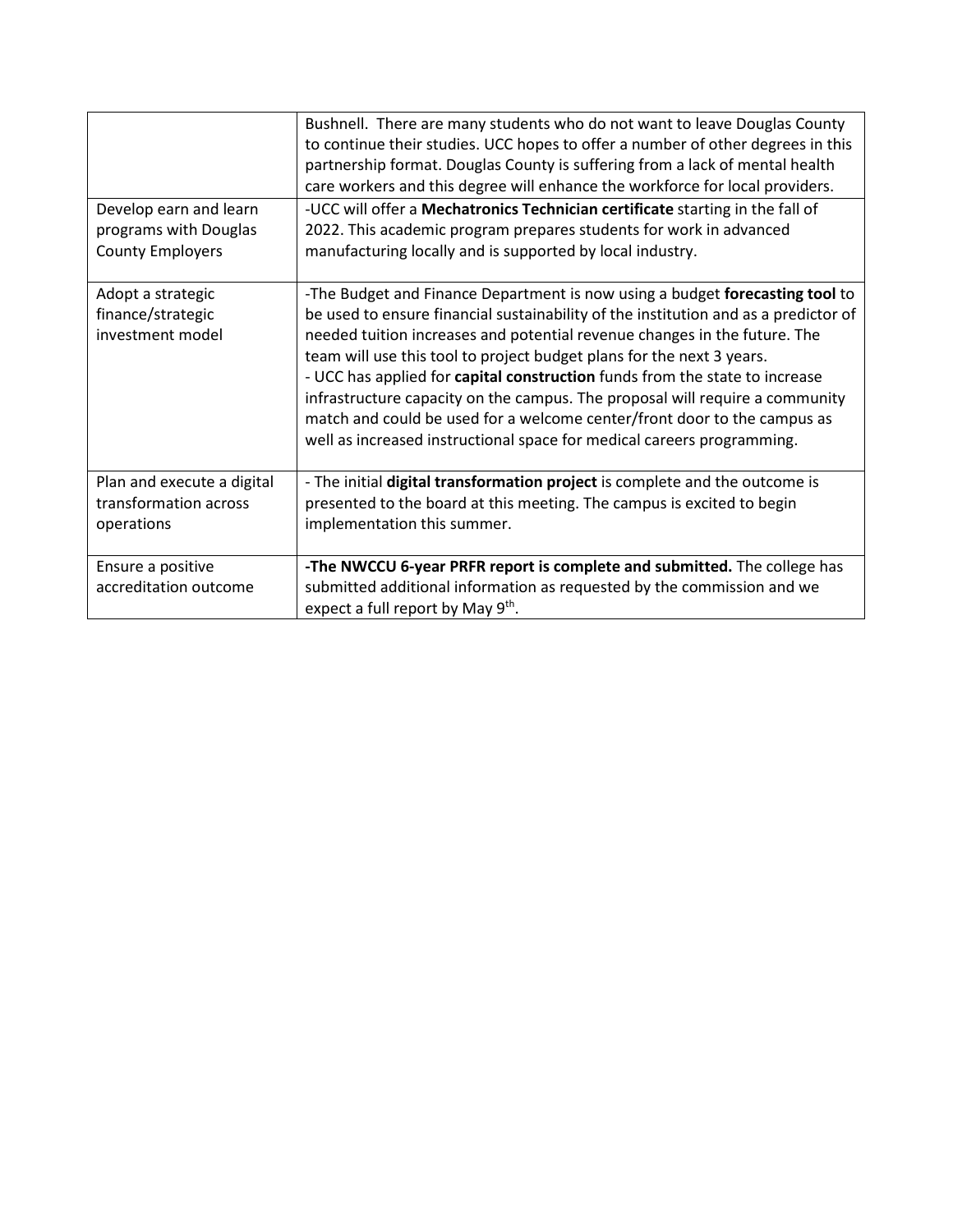| | |
|---|---|
| | Bushnell. There are many students who do not want to leave Douglas County to continue their studies. UCC hopes to offer a number of other degrees in this partnership format. Douglas County is suffering from a lack of mental health care workers and this degree will enhance the workforce for local providers. |
| Develop earn and learn programs with Douglas County Employers | -UCC will offer a **Mechatronics Technician certificate** starting in the fall of 2022. This academic program prepares students for work in advanced manufacturing locally and is supported by local industry. |
| Adopt a strategic finance/strategic investment model | -The Budget and Finance Department is now using a budget **forecasting tool** to be used to ensure financial sustainability of the institution and as a predictor of needed tuition increases and potential revenue changes in the future. The team will use this tool to project budget plans for the next 3 years.<br>- UCC has applied for **capital construction** funds from the state to increase infrastructure capacity on the campus. The proposal will require a community match and could be used for a welcome center/front door to the campus as well as increased instructional space for medical careers programming. |
| Plan and execute a digital transformation across operations | - The initial **digital transformation project** is complete and the outcome is presented to the board at this meeting. The campus is excited to begin implementation this summer. |
| Ensure a positive accreditation outcome | **-The NWCCU 6-year PRFR report is complete and submitted.** The college has submitted additional information as requested by the commission and we expect a full report by May 9th. |